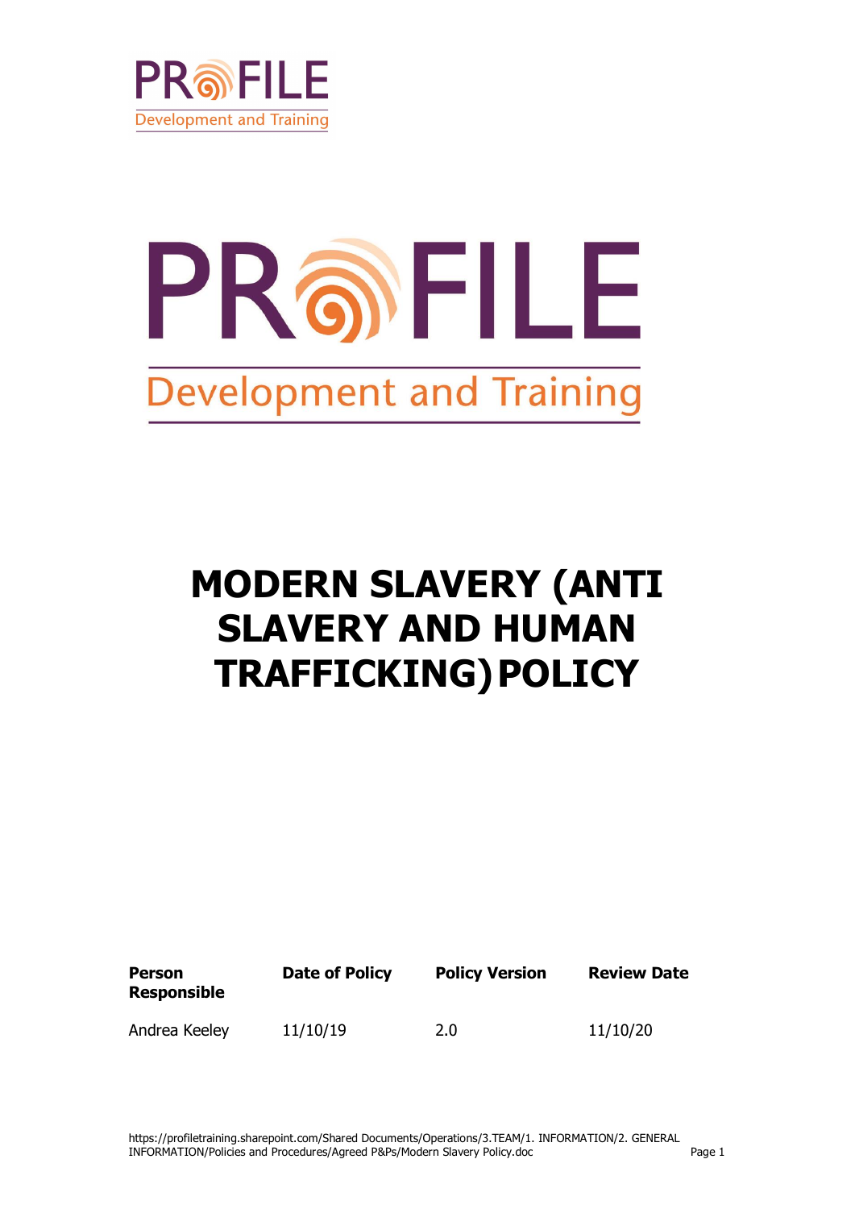PROFILE

Development and Training

PROFILE

Development and Training

# MODERN SLAVERY (ANTI SLAVERY AND HUMAN TRAFFICKING) POLICY

| Person Responsible | Date of Policy | Policy Version | Review Date |
|---|---|---|---|
| Andrea Keeley | 11/10/19 | 2.0 | 11/10/20 |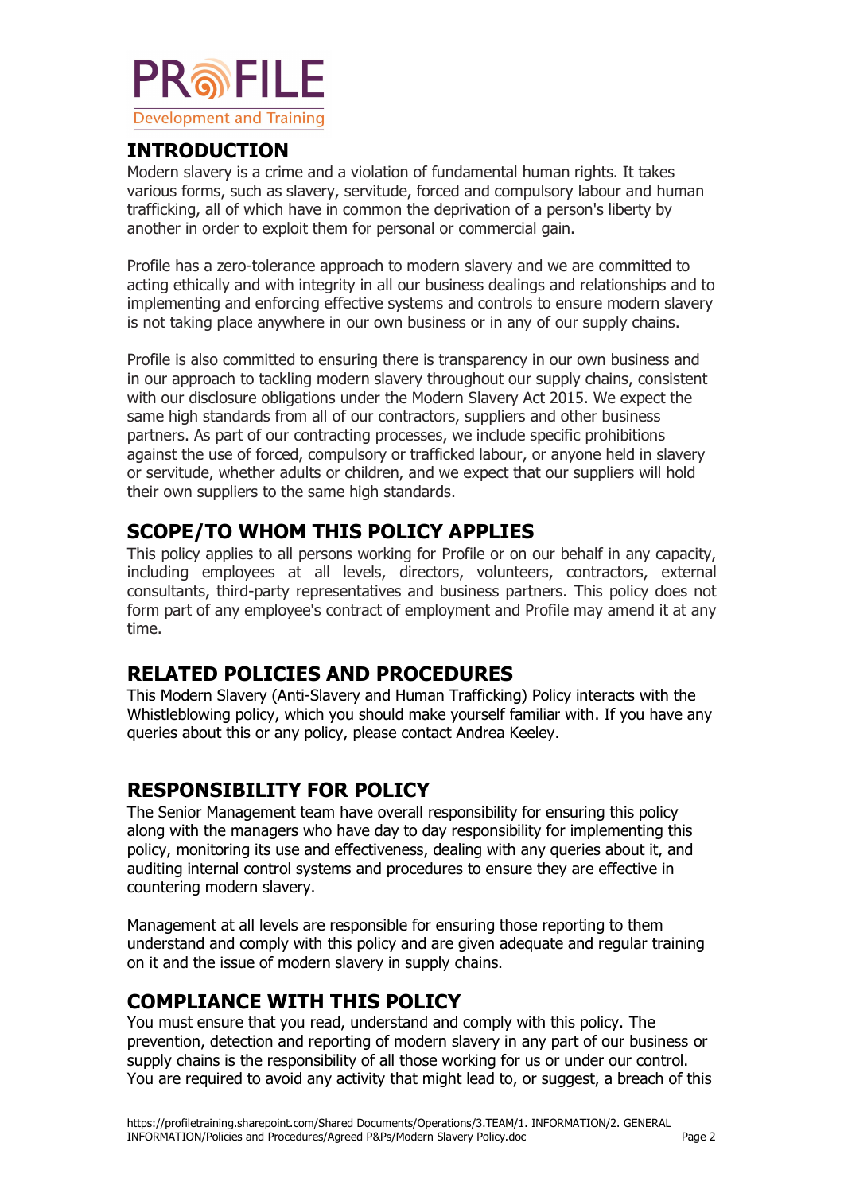## INTRODUCTION

Modern slavery is a crime and a violation of fundamental human rights. It takes various forms, such as slavery, servitude, forced and compulsory labour and human trafficking, all of which have in common the deprivation of a person's liberty by another in order to exploit them for personal or commercial gain.

Profile has a zero-tolerance approach to modern slavery and we are committed to acting ethically and with integrity in all our business dealings and relationships and to implementing and enforcing effective systems and controls to ensure modern slavery is not taking place anywhere in our own business or in any of our supply chains.

Profile is also committed to ensuring there is transparency in our own business and in our approach to tackling modern slavery throughout our supply chains, consistent with our disclosure obligations under the Modern Slavery Act 2015. We expect the same high standards from all of our contractors, suppliers and other business partners. As part of our contracting processes, we include specific prohibitions against the use of forced, compulsory or trafficked labour, or anyone held in slavery or servitude, whether adults or children, and we expect that our suppliers will hold their own suppliers to the same high standards.

## SCOPE/TO WHOM THIS POLICY APPLIES

This policy applies to all persons working for Profile or on our behalf in any capacity, including employees at all levels, directors, volunteers, contractors, external consultants, third-party representatives and business partners. This policy does not form part of any employee's contract of employment and Profile may amend it at any time.

## RELATED POLICIES AND PROCEDURES

This Modern Slavery (Anti-Slavery and Human Trafficking) Policy interacts with the Whistleblowing policy, which you should make yourself familiar with. If you have any queries about this or any policy, please contact Andrea Keeley.

## RESPONSIBILITY FOR POLICY

The Senior Management team have overall responsibility for ensuring this policy along with the managers who have day to day responsibility for implementing this policy, monitoring its use and effectiveness, dealing with any queries about it, and auditing internal control systems and procedures to ensure they are effective in countering modern slavery.

Management at all levels are responsible for ensuring those reporting to them understand and comply with this policy and are given adequate and regular training on it and the issue of modern slavery in supply chains.

## COMPLIANCE WITH THIS POLICY

You must ensure that you read, understand and comply with this policy. The prevention, detection and reporting of modern slavery in any part of our business or supply chains is the responsibility of all those working for us or under our control. You are required to avoid any activity that might lead to, or suggest, a breach of this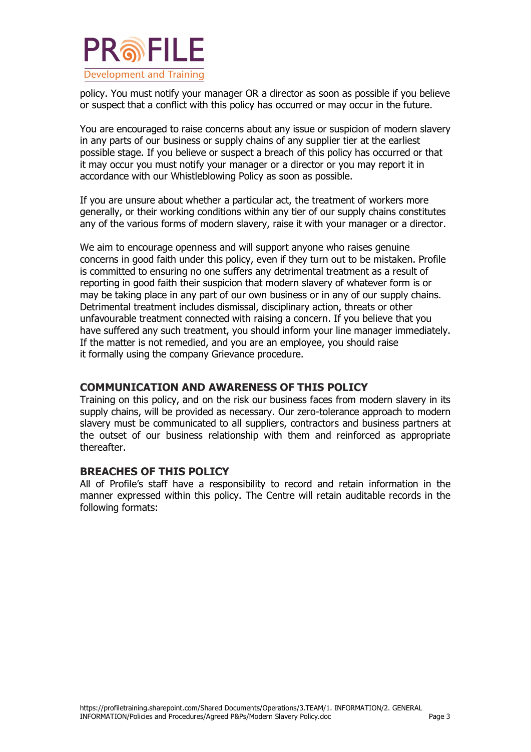policy. You must notify your manager OR a director as soon as possible if you believe or suspect that a conflict with this policy has occurred or may occur in the future.

You are encouraged to raise concerns about any issue or suspicion of modern slavery in any parts of our business or supply chains of any supplier tier at the earliest possible stage. If you believe or suspect a breach of this policy has occurred or that it may occur you must notify your manager or a director or you may report it in accordance with our Whistleblowing Policy as soon as possible.

If you are unsure about whether a particular act, the treatment of workers more generally, or their working conditions within any tier of our supply chains constitutes any of the various forms of modern slavery, raise it with your manager or a director.

We aim to encourage openness and will support anyone who raises genuine concerns in good faith under this policy, even if they turn out to be mistaken. Profile is committed to ensuring no one suffers any detrimental treatment as a result of reporting in good faith their suspicion that modern slavery of whatever form is or may be taking place in any part of our own business or in any of our supply chains. Detrimental treatment includes dismissal, disciplinary action, threats or other unfavourable treatment connected with raising a concern. If you believe that you have suffered any such treatment, you should inform your line manager immediately. If the matter is not remedied, and you are an employee, you should raise it formally using the company Grievance procedure.

## COMMUNICATION AND AWARENESS OF THIS POLICY

Training on this policy, and on the risk our business faces from modern slavery in its supply chains, will be provided as necessary. Our zero-tolerance approach to modern slavery must be communicated to all suppliers, contractors and business partners at the outset of our business relationship with them and reinforced as appropriate thereafter.

## BREACHES OF THIS POLICY

All of Profile's staff have a responsibility to record and retain information in the manner expressed within this policy. The Centre will retain auditable records in the following formats: